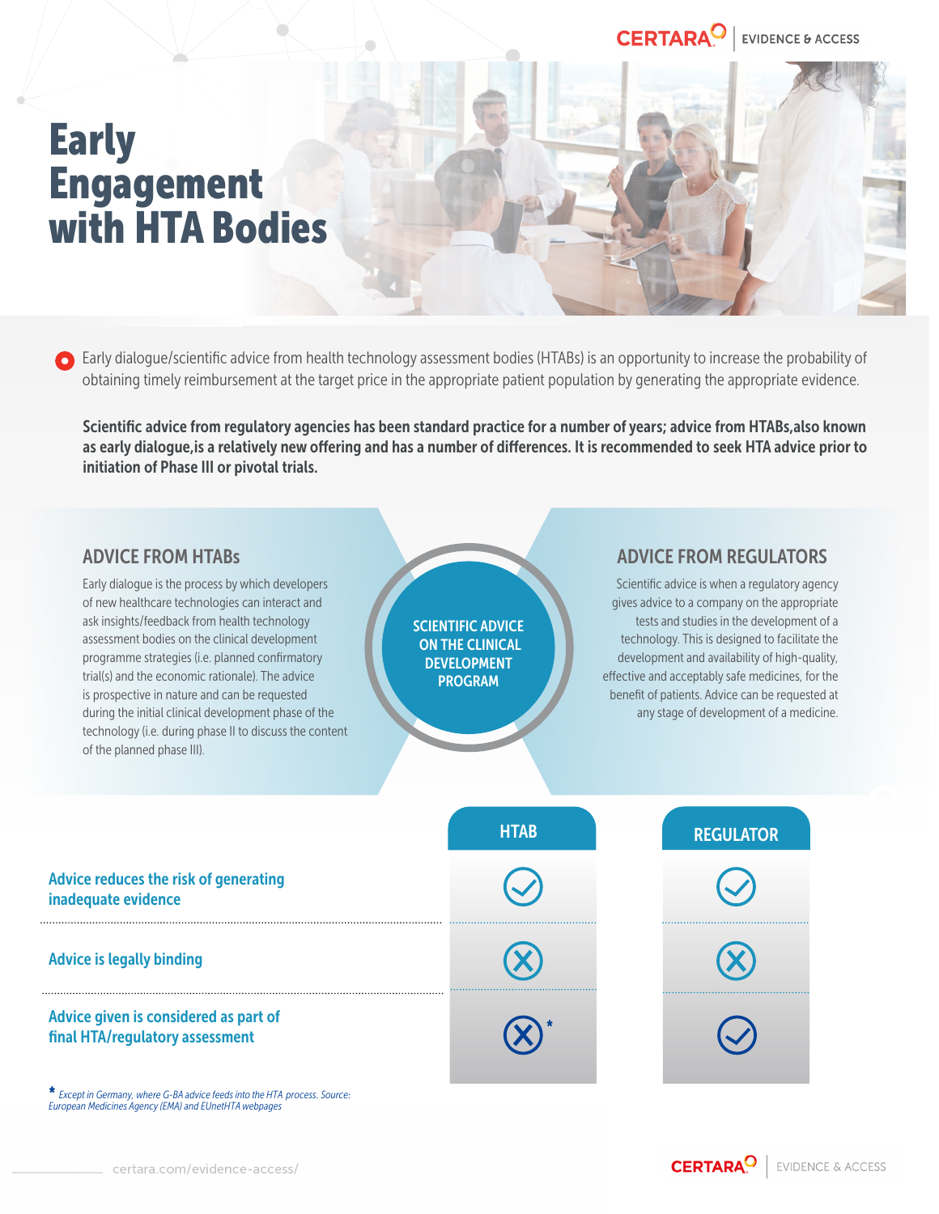# Early Engagement with HTA Bodies

Early dialogue/scientific advice from health technology assessment bodies (HTABs) is an opportunity to increase the probability of obtaining timely reimbursement at the target price in the appropriate patient population by generating the appropriate evidence.

**Scientific advice from regulatory agencies has been standard practice for a number of years; advice from HTABs,also known as early dialogue,is a relatively new offering and has a number of differences. It is recommended to seek HTA advice prior to initiation of Phase III or pivotal trials.**

## ADVICE FROM HTABs

Early dialogue is the process by which developers of new healthcare technologies can interact and ask insights/feedback from health technology assessment bodies on the clinical development programme strategies (i.e. planned confirmatory trial(s) and the economic rationale). The advice is prospective in nature and can be requested during the initial clinical development phase of the technology (i.e. during phase II to discuss the content of the planned phase III).

**SCIENTIFIC ADVICE ON THE CLINICAL DEVELOPMENT PROGRAM**

## ADVICE FROM REGULATORS

Scientific advice is when a regulatory agency gives advice to a company on the appropriate tests and studies in the development of a technology. This is designed to facilitate the development and availability of high-quality, effective and acceptably safe medicines, for the benefit of patients. Advice can be requested at any stage of development of a medicine.

| | HTAB | REGULATOR |
|---|---|---|
| Advice reduces the risk of generating inadequate evidence | ✓ | ✓ |
| Advice is legally binding | ✗ | ✗ |
| Advice given is considered as part of final HTA/regulatory assessment | ✗* | ✓ |

\* *Except in Germany, where G-BA advice feeds into the HTA process. Source: European Medicines Agency (EMA) and EUnetHTA webpages*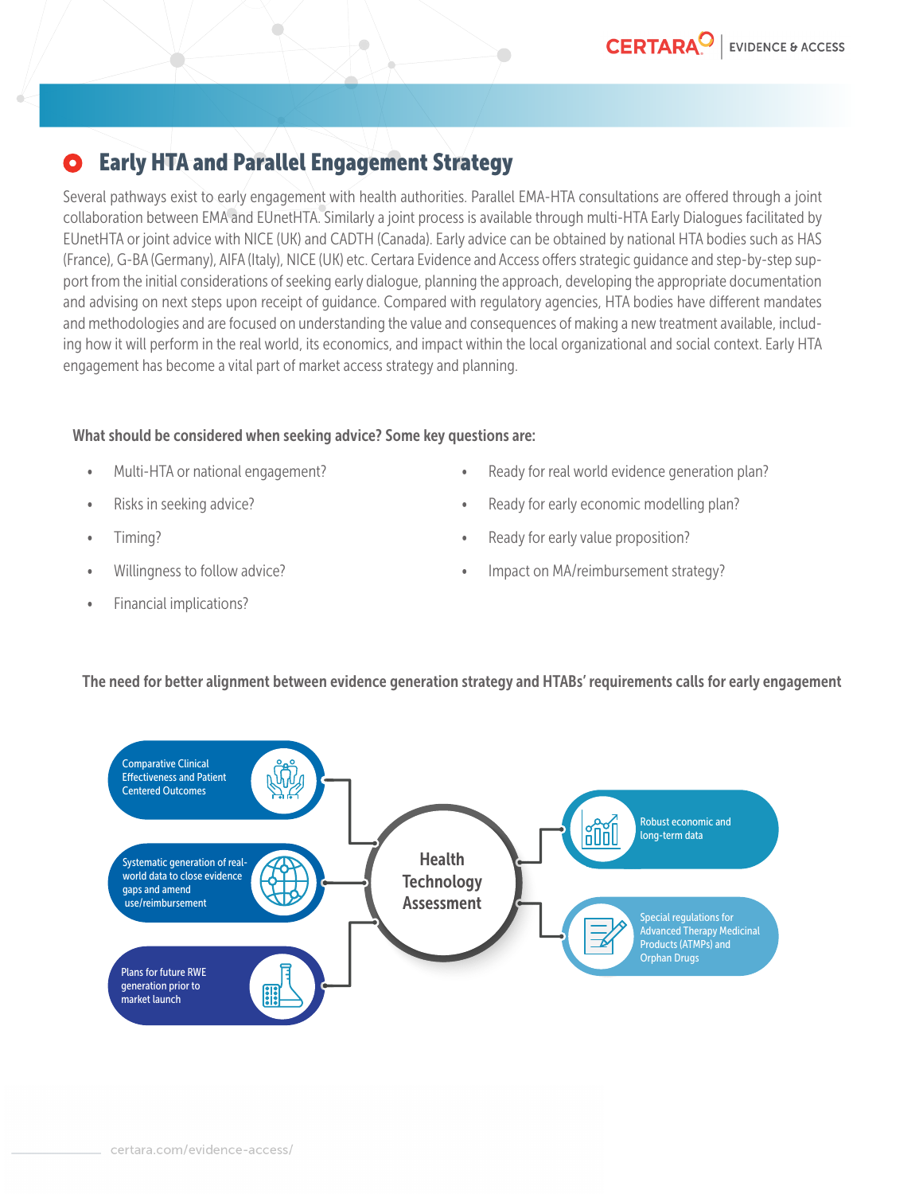## Early HTA and Parallel Engagement Strategy

Several pathways exist to early engagement with health authorities. Parallel EMA-HTA consultations are offered through a joint collaboration between EMA and EUnetHTA. Similarly a joint process is available through multi-HTA Early Dialogues facilitated by EUnetHTA or joint advice with NICE (UK) and CADTH (Canada). Early advice can be obtained by national HTA bodies such as HAS (France), G-BA (Germany), AIFA (Italy), NICE (UK) etc. Certara Evidence and Access offers strategic guidance and step-by-step support from the initial considerations of seeking early dialogue, planning the approach, developing the appropriate documentation and advising on next steps upon receipt of guidance. Compared with regulatory agencies, HTA bodies have different mandates and methodologies and are focused on understanding the value and consequences of making a new treatment available, including how it will perform in the real world, its economics, and impact within the local organizational and social context. Early HTA engagement has become a vital part of market access strategy and planning.

**What should be considered when seeking advice? Some key questions are:**

- Multi-HTA or national engagement?
- Risks in seeking advice?
- Timing?
- Willingness to follow advice?
- Financial implications?
- Ready for real world evidence generation plan?
- Ready for early economic modelling plan?
- Ready for early value proposition?
- Impact on MA/reimbursement strategy?

**The need for better alignment between evidence generation strategy and HTABs' requirements calls for early engagement**

**Health Technology Assessment**

- Comparative Clinical Effectiveness and Patient Centered Outcomes
- Systematic generation of real-world data to close evidence gaps and amend use/reimbursement
- Plans for future RWE generation prior to market launch
- Robust economic and long-term data
- Special regulations for Advanced Therapy Medicinal Products (ATMPs) and Orphan Drugs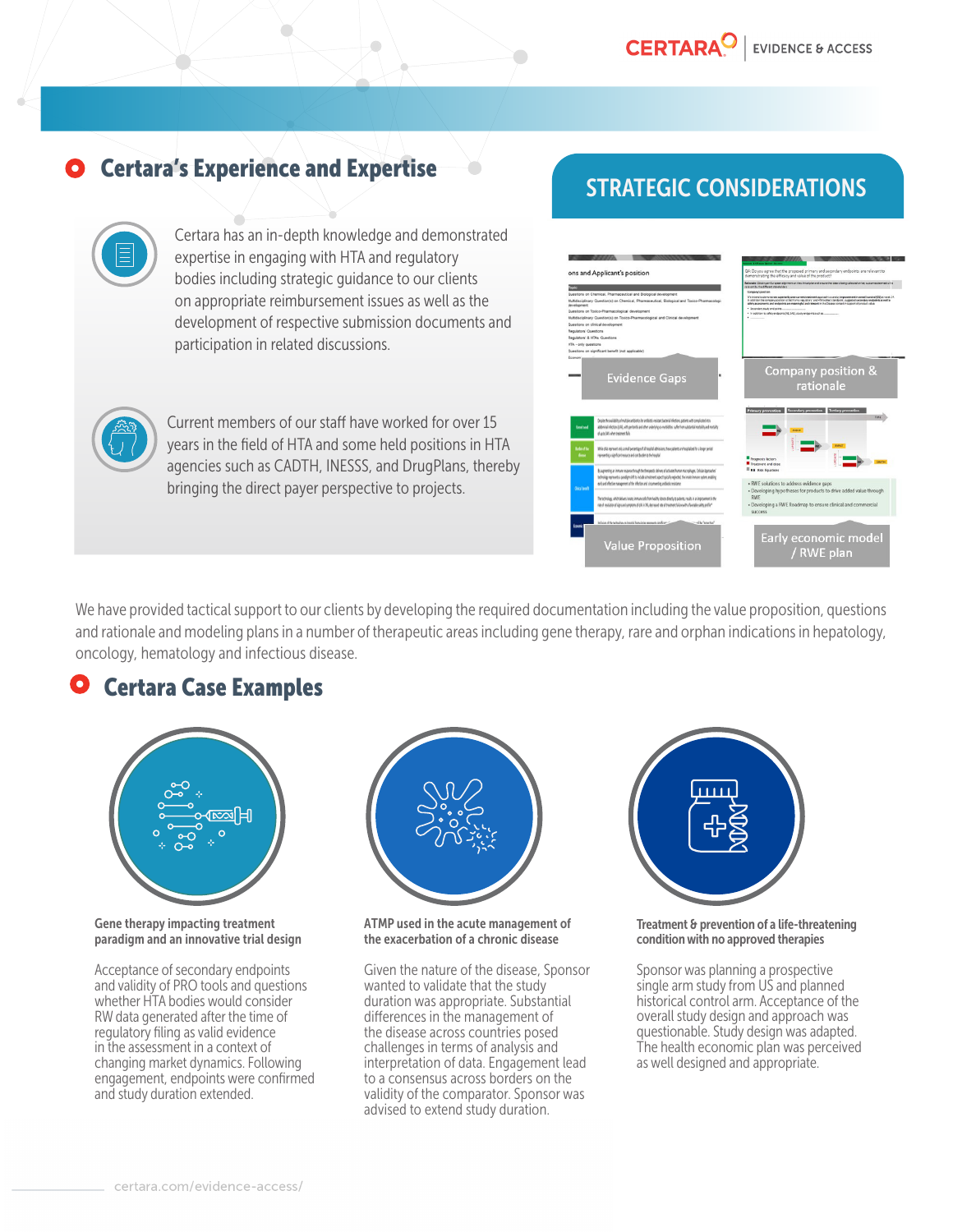## Certara's Experience and Expertise

Certara has an in-depth knowledge and demonstrated expertise in engaging with HTA and regulatory bodies including strategic guidance to our clients on appropriate reimbursement issues as well as the development of respective submission documents and participation in related discussions.

Current members of our staff have worked for over 15 years in the field of HTA and some held positions in HTA agencies such as CADTH, INESSS, and DrugPlans, thereby bringing the direct payer perspective to projects.

## STRATEGIC CONSIDERATIONS

Evidence Gaps

Company position & rationale

Value Proposition

Early economic model / RWE plan

We have provided tactical support to our clients by developing the required documentation including the value proposition, questions and rationale and modeling plans in a number of therapeutic areas including gene therapy, rare and orphan indications in hepatology, oncology, hematology and infectious disease.

## Certara Case Examples

**Gene therapy impacting treatment paradigm and an innovative trial design**

Acceptance of secondary endpoints and validity of PRO tools and questions whether HTA bodies would consider RW data generated after the time of regulatory filing as valid evidence in the assessment in a context of changing market dynamics. Following engagement, endpoints were confirmed and study duration extended.

**ATMP used in the acute management of the exacerbation of a chronic disease**

Given the nature of the disease, Sponsor wanted to validate that the study duration was appropriate. Substantial differences in the management of the disease across countries posed challenges in terms of analysis and interpretation of data. Engagement lead to a consensus across borders on the validity of the comparator. Sponsor was advised to extend study duration.

**Treatment & prevention of a life-threatening condition with no approved therapies**

Sponsor was planning a prospective single arm study from US and planned historical control arm. Acceptance of the overall study design and approach was questionable. Study design was adapted. The health economic plan was perceived as well designed and appropriate.